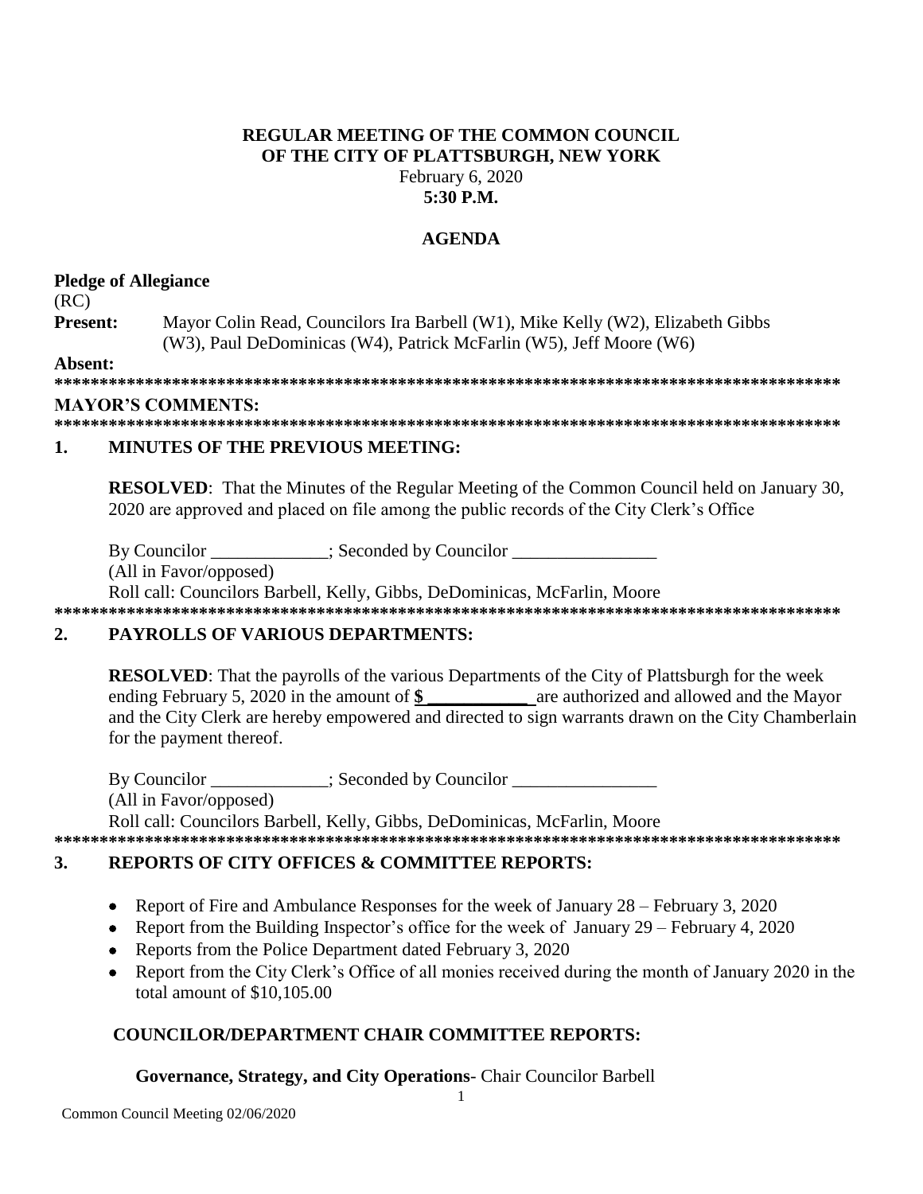**REGULAR MEETING OF THE COMMON COUNCIL OF THE CITY OF PLATTSBURGH, NEW YORK**
February 6, 2020
**5:30 P.M.**

**AGENDA**

**Pledge of Allegiance**
(RC)
**Present:** Mayor Colin Read, Councilors Ira Barbell (W1), Mike Kelly (W2), Elizabeth Gibbs (W3), Paul DeDominicas (W4), Patrick McFarlin (W5), Jeff Moore (W6)

**Absent:**

*****************************************************************************************

**MAYOR'S COMMENTS:**

*****************************************************************************************

## 1. MINUTES OF THE PREVIOUS MEETING:

**RESOLVED**: That the Minutes of the Regular Meeting of the Common Council held on January 30, 2020 are approved and placed on file among the public records of the City Clerk's Office

By Councilor _____________; Seconded by Councilor ________________
(All in Favor/opposed)
Roll call: Councilors Barbell, Kelly, Gibbs, DeDominicas, McFarlin, Moore

*****************************************************************************************

## 2. PAYROLLS OF VARIOUS DEPARTMENTS:

**RESOLVED**: That the payrolls of the various Departments of the City of Plattsburgh for the week ending February 5, 2020 in the amount of **$ ___________** are authorized and allowed and the Mayor and the City Clerk are hereby empowered and directed to sign warrants drawn on the City Chamberlain for the payment thereof.

By Councilor _____________; Seconded by Councilor ________________
(All in Favor/opposed)
Roll call: Councilors Barbell, Kelly, Gibbs, DeDominicas, McFarlin, Moore

*****************************************************************************************

## 3. REPORTS OF CITY OFFICES & COMMITTEE REPORTS:

- Report of Fire and Ambulance Responses for the week of January 28 – February 3, 2020
- Report from the Building Inspector's office for the week of January 29 – February 4, 2020
- Reports from the Police Department dated February 3, 2020
- Report from the City Clerk's Office of all monies received during the month of January 2020 in the total amount of $10,105.00

### COUNCILOR/DEPARTMENT CHAIR COMMITTEE REPORTS:

**Governance, Strategy, and City Operations**- Chair Councilor Barbell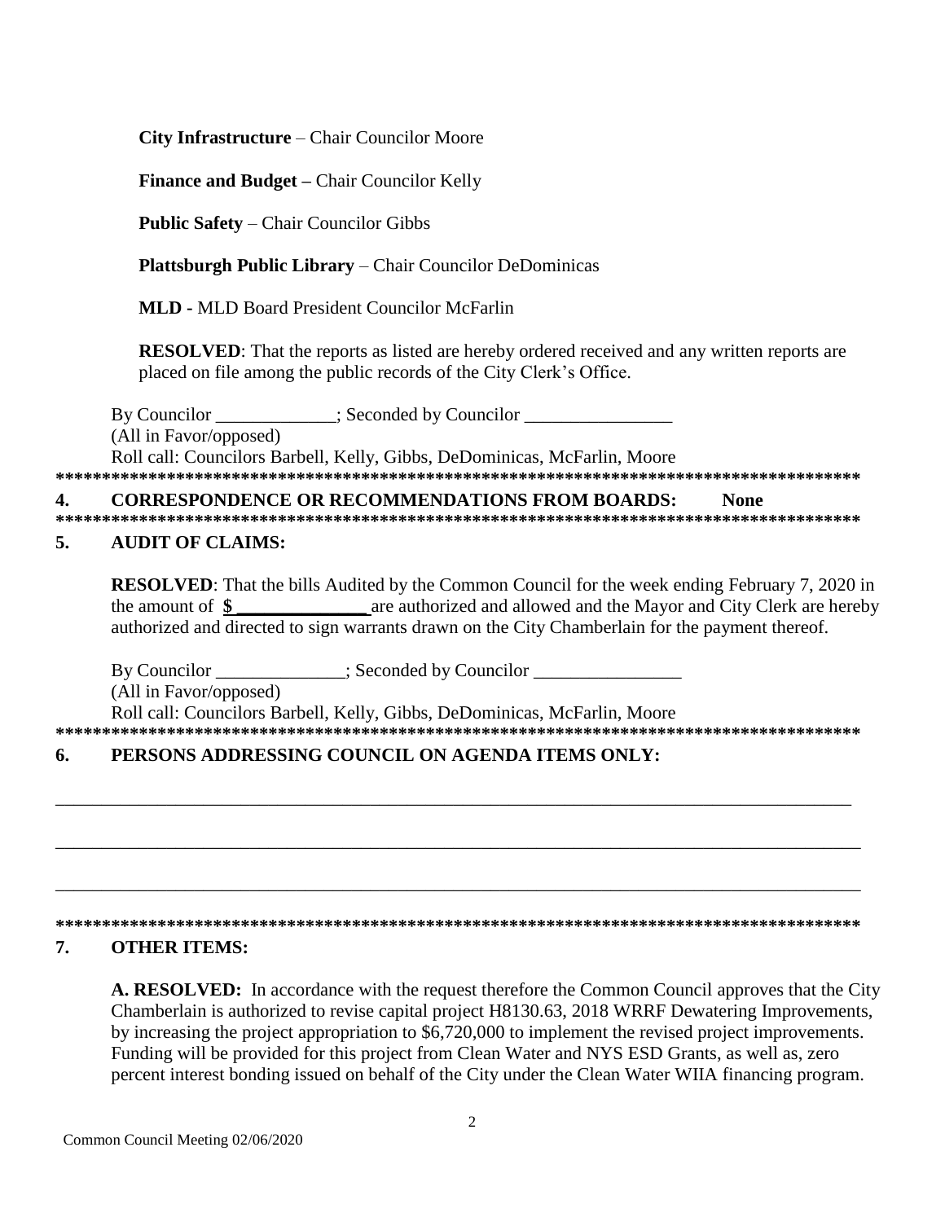**City Infrastructure** – Chair Councilor Moore

**Finance and Budget –** Chair Councilor Kelly

**Public Safety** – Chair Councilor Gibbs

**Plattsburgh Public Library** – Chair Councilor DeDominicas

**MLD -** MLD Board President Councilor McFarlin

**RESOLVED**: That the reports as listed are hereby ordered received and any written reports are placed on file among the public records of the City Clerk's Office.

By Councilor _____________; Seconded by Councilor ________________
(All in Favor/opposed)
Roll call: Councilors Barbell, Kelly, Gibbs, DeDominicas, McFarlin, Moore

******************************************************************************************

## 4. CORRESPONDENCE OR RECOMMENDATIONS FROM BOARDS: None

******************************************************************************************

## 5. AUDIT OF CLAIMS:

**RESOLVED**: That the bills Audited by the Common Council for the week ending February 7, 2020 in the amount of **$______________** are authorized and allowed and the Mayor and City Clerk are hereby authorized and directed to sign warrants drawn on the City Chamberlain for the payment thereof.

By Councilor ______________; Seconded by Councilor ________________
(All in Favor/opposed)
Roll call: Councilors Barbell, Kelly, Gibbs, DeDominicas, McFarlin, Moore

******************************************************************************************

## 6. PERSONS ADDRESSING COUNCIL ON AGENDA ITEMS ONLY:

_____________________________________________________________________________________

_____________________________________________________________________________________

_____________________________________________________________________________________

******************************************************************************************

## 7. OTHER ITEMS:

**A. RESOLVED:** In accordance with the request therefore the Common Council approves that the City Chamberlain is authorized to revise capital project H8130.63, 2018 WRRF Dewatering Improvements, by increasing the project appropriation to $6,720,000 to implement the revised project improvements. Funding will be provided for this project from Clean Water and NYS ESD Grants, as well as, zero percent interest bonding issued on behalf of the City under the Clean Water WIIA financing program.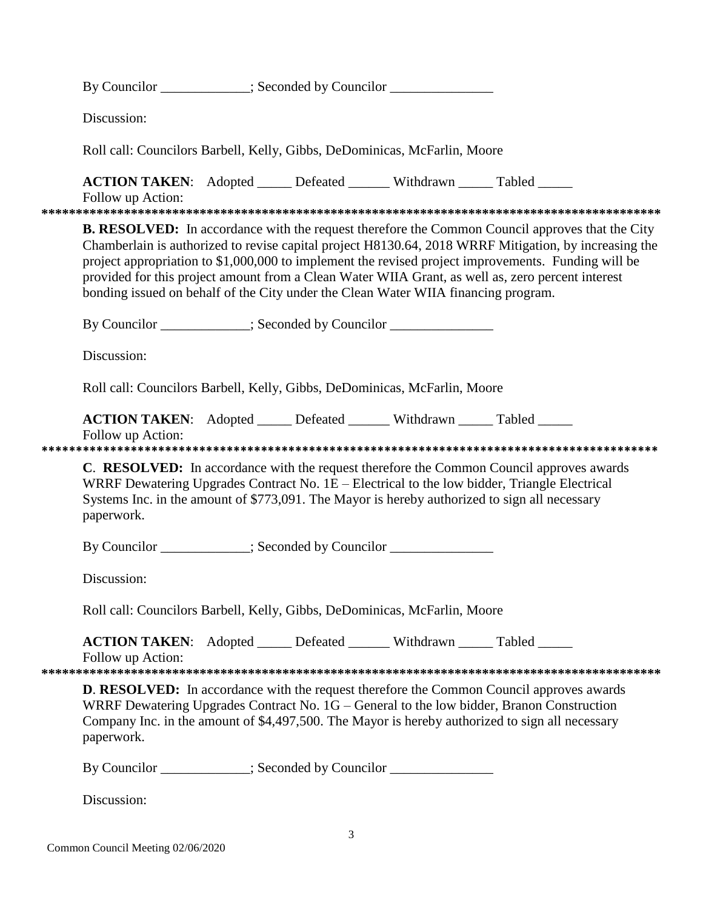By Councilor _____________; Seconded by Councilor _______________

Discussion:

Roll call: Councilors Barbell, Kelly, Gibbs, DeDominicas, McFarlin, Moore

**ACTION TAKEN**: Adopted _____ Defeated ______ Withdrawn _____ Tabled _____
Follow up Action:

*******************************************************************************************

**B. RESOLVED:** In accordance with the request therefore the Common Council approves that the City Chamberlain is authorized to revise capital project H8130.64, 2018 WRRF Mitigation, by increasing the project appropriation to $1,000,000 to implement the revised project improvements. Funding will be provided for this project amount from a Clean Water WIIA Grant, as well as, zero percent interest bonding issued on behalf of the City under the Clean Water WIIA financing program.

By Councilor _____________; Seconded by Councilor _______________

Discussion:

Roll call: Councilors Barbell, Kelly, Gibbs, DeDominicas, McFarlin, Moore

**ACTION TAKEN**: Adopted _____ Defeated ______ Withdrawn _____ Tabled _____
Follow up Action:

*******************************************************************************************

**C**. **RESOLVED:** In accordance with the request therefore the Common Council approves awards WRRF Dewatering Upgrades Contract No. 1E – Electrical to the low bidder, Triangle Electrical Systems Inc. in the amount of $773,091. The Mayor is hereby authorized to sign all necessary paperwork.

By Councilor _____________; Seconded by Councilor _______________

Discussion:

Roll call: Councilors Barbell, Kelly, Gibbs, DeDominicas, McFarlin, Moore

**ACTION TAKEN**: Adopted _____ Defeated ______ Withdrawn _____ Tabled _____
Follow up Action:

*******************************************************************************************

**D**. **RESOLVED:** In accordance with the request therefore the Common Council approves awards WRRF Dewatering Upgrades Contract No. 1G – General to the low bidder, Branon Construction Company Inc. in the amount of $4,497,500. The Mayor is hereby authorized to sign all necessary paperwork.

By Councilor _____________; Seconded by Councilor _______________

Discussion: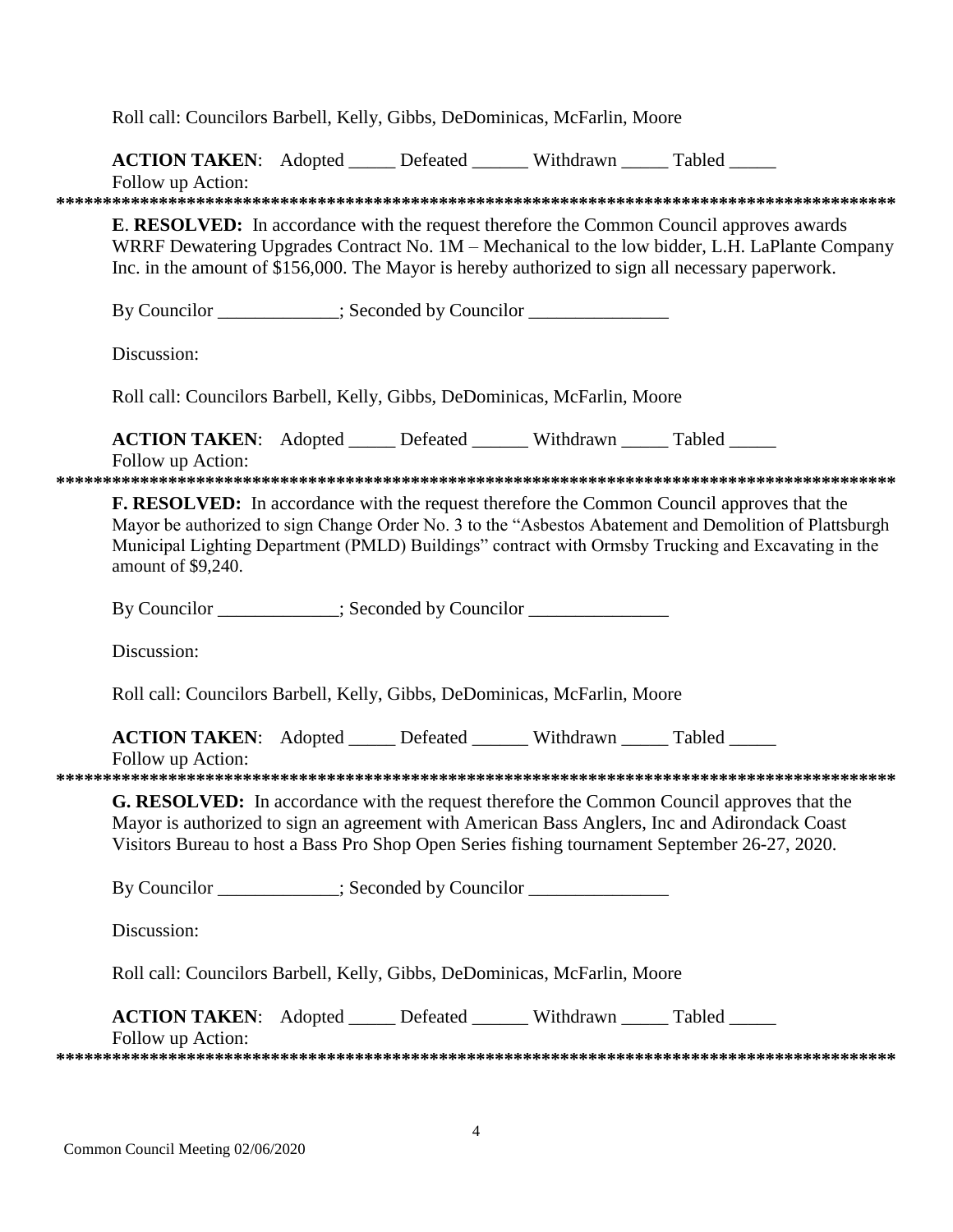Roll call: Councilors Barbell, Kelly, Gibbs, DeDominicas, McFarlin, Moore

**ACTION TAKEN**: Adopted _____ Defeated ______ Withdrawn _____ Tabled _____
Follow up Action:

*******************************************************************************************

**E**. **RESOLVED:** In accordance with the request therefore the Common Council approves awards WRRF Dewatering Upgrades Contract No. 1M – Mechanical to the low bidder, L.H. LaPlante Company Inc. in the amount of $156,000. The Mayor is hereby authorized to sign all necessary paperwork.

By Councilor _____________; Seconded by Councilor _______________

Discussion:

Roll call: Councilors Barbell, Kelly, Gibbs, DeDominicas, McFarlin, Moore

**ACTION TAKEN**: Adopted _____ Defeated ______ Withdrawn _____ Tabled _____
Follow up Action:

*******************************************************************************************

**F. RESOLVED:** In accordance with the request therefore the Common Council approves that the Mayor be authorized to sign Change Order No. 3 to the "Asbestos Abatement and Demolition of Plattsburgh Municipal Lighting Department (PMLD) Buildings" contract with Ormsby Trucking and Excavating in the amount of $9,240.

By Councilor _____________; Seconded by Councilor _______________

Discussion:

Roll call: Councilors Barbell, Kelly, Gibbs, DeDominicas, McFarlin, Moore

**ACTION TAKEN**: Adopted _____ Defeated ______ Withdrawn _____ Tabled _____
Follow up Action:

*******************************************************************************************

**G. RESOLVED:** In accordance with the request therefore the Common Council approves that the Mayor is authorized to sign an agreement with American Bass Anglers, Inc and Adirondack Coast Visitors Bureau to host a Bass Pro Shop Open Series fishing tournament September 26-27, 2020.

By Councilor _____________; Seconded by Councilor _______________

Discussion:

Roll call: Councilors Barbell, Kelly, Gibbs, DeDominicas, McFarlin, Moore

**ACTION TAKEN**: Adopted _____ Defeated ______ Withdrawn _____ Tabled _____
Follow up Action:

*******************************************************************************************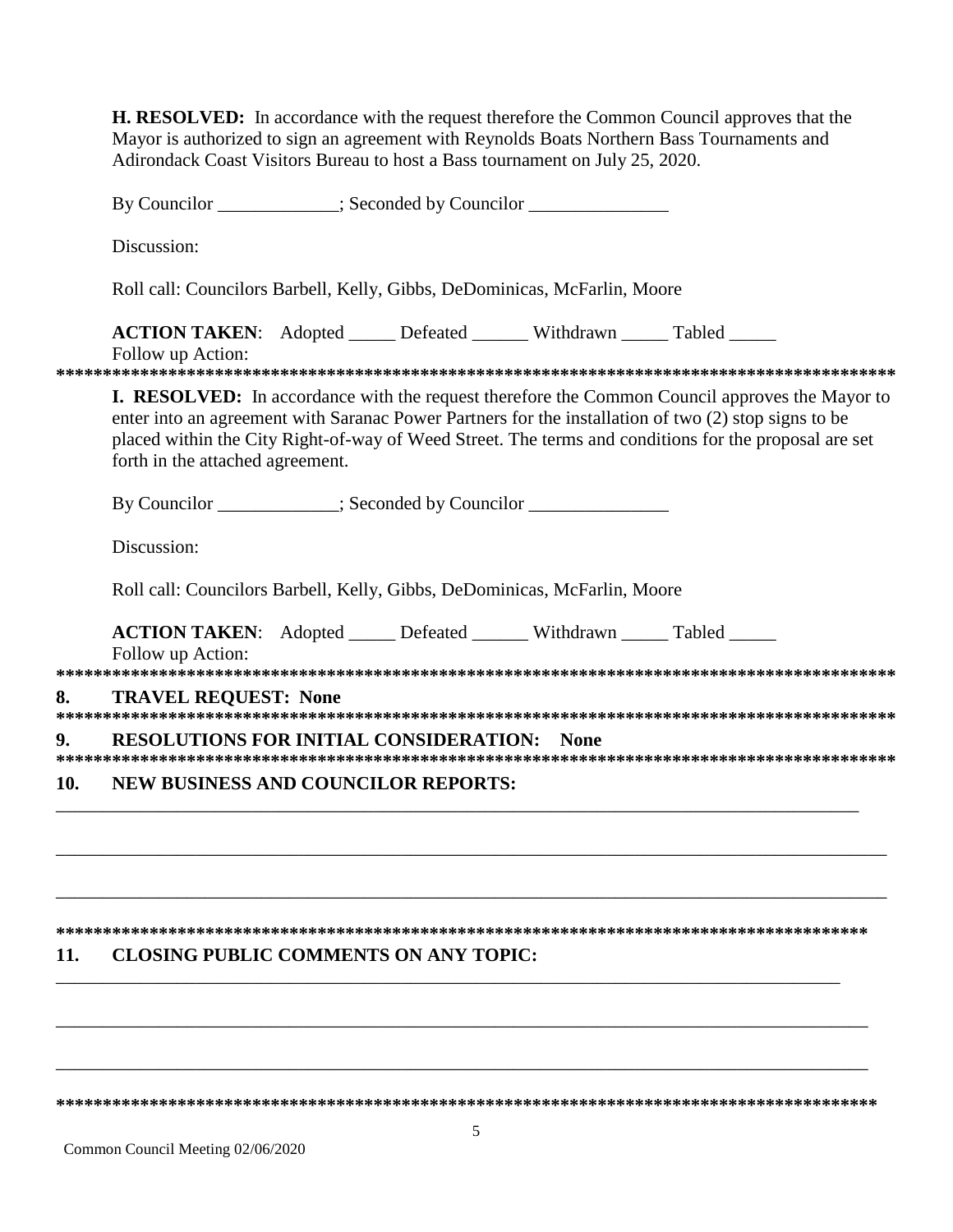**H. RESOLVED:** In accordance with the request therefore the Common Council approves that the Mayor is authorized to sign an agreement with Reynolds Boats Northern Bass Tournaments and Adirondack Coast Visitors Bureau to host a Bass tournament on July 25, 2020.

By Councilor _____________; Seconded by Councilor _______________

Discussion:

Roll call: Councilors Barbell, Kelly, Gibbs, DeDominicas, McFarlin, Moore

**ACTION TAKEN**: Adopted _____ Defeated ______ Withdrawn _____ Tabled _____
Follow up Action:

**********************************************************************************************

**I. RESOLVED:** In accordance with the request therefore the Common Council approves the Mayor to enter into an agreement with Saranac Power Partners for the installation of two (2) stop signs to be placed within the City Right-of-way of Weed Street. The terms and conditions for the proposal are set forth in the attached agreement.

By Councilor _____________; Seconded by Councilor _______________

Discussion:

Roll call: Councilors Barbell, Kelly, Gibbs, DeDominicas, McFarlin, Moore

**ACTION TAKEN**: Adopted _____ Defeated ______ Withdrawn _____ Tabled _____
Follow up Action:

**********************************************************************************************

**8. TRAVEL REQUEST: None**

**********************************************************************************************

**9. RESOLUTIONS FOR INITIAL CONSIDERATION: None**

**********************************************************************************************

**10. NEW BUSINESS AND COUNCILOR REPORTS:**

_____________________________________________________________________________________

_____________________________________________________________________________________

_____________________________________________________________________________________

**********************************************************************************************

**11. CLOSING PUBLIC COMMENTS ON ANY TOPIC:**

_____________________________________________________________________________________

_____________________________________________________________________________________

_____________________________________________________________________________________

**********************************************************************************************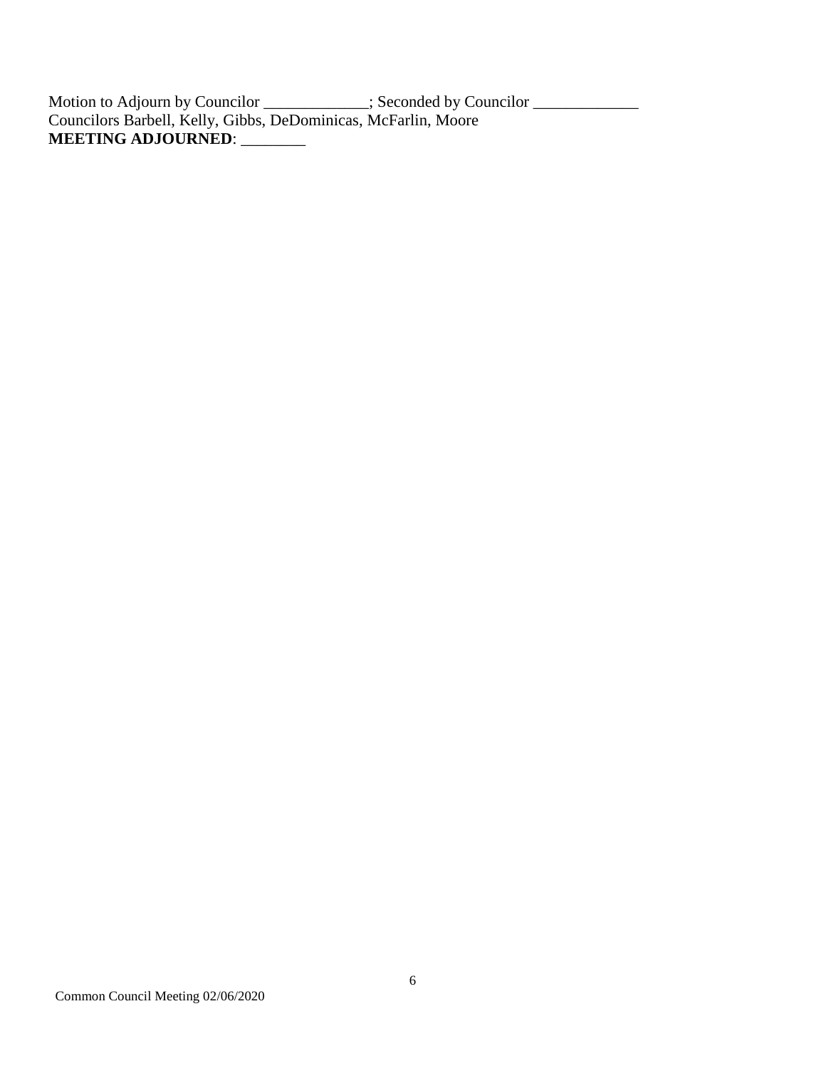Motion to Adjourn by Councilor _____________; Seconded by Councilor _____________
Councilors Barbell, Kelly, Gibbs, DeDominicas, McFarlin, Moore
**MEETING ADJOURNED**: ________